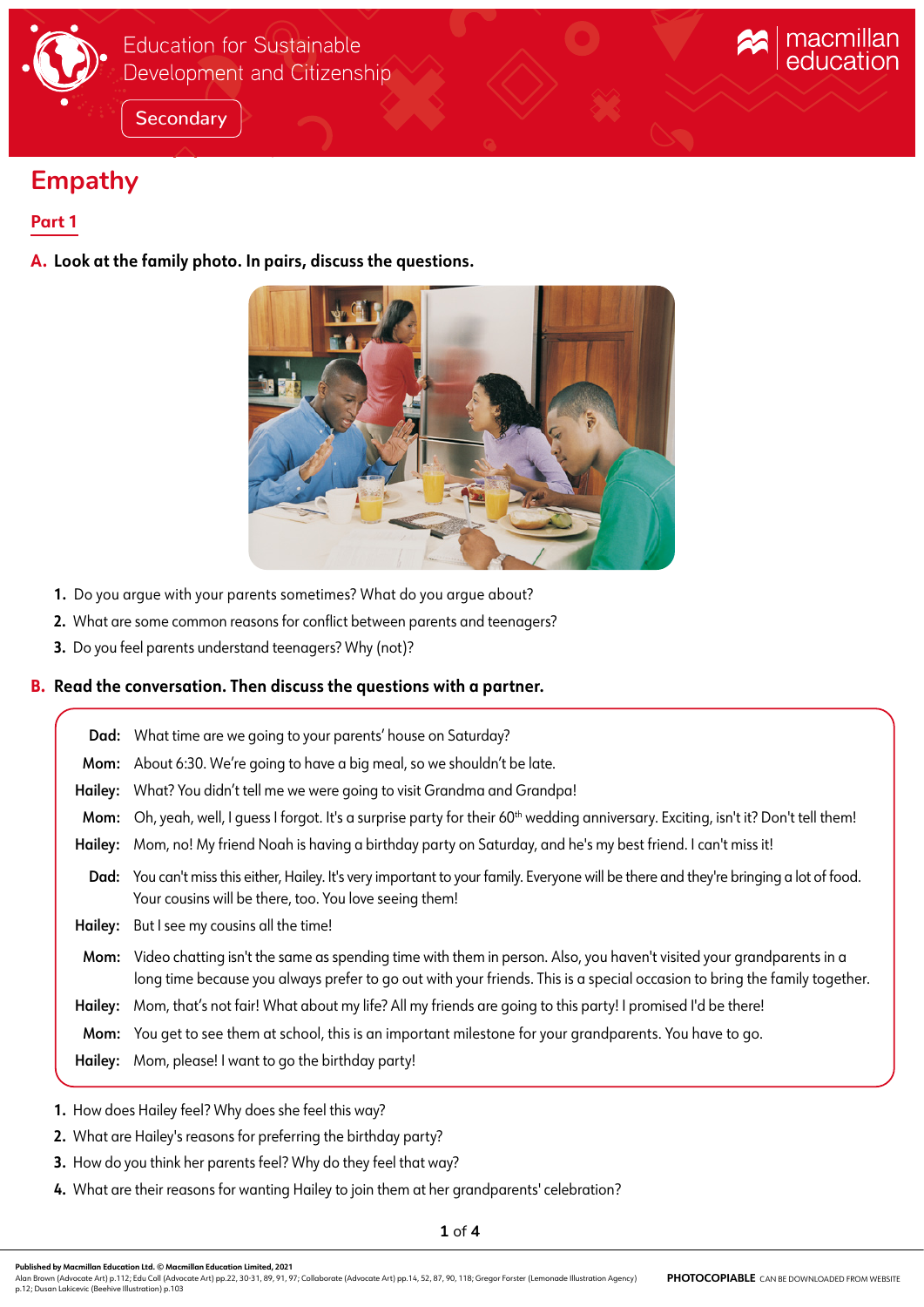Education for Sustainable Development and Citizenship

Secondary

# Empathy

## Part 1

**A. Look at the family photo. In pairs, discuss the questions.**

1. Do you argue with your parents sometimes? What do you argue about?
2. What are some common reasons for conflict between parents and teenagers?
3. Do you feel parents understand teenagers? Why (not)?

**B. Read the conversation. Then discuss the questions with a partner.**

**Dad:** What time are we going to your parents' house on Saturday?

**Mom:** About 6:30. We're going to have a big meal, so we shouldn't be late.

**Hailey:** What? You didn't tell me we were going to visit Grandma and Grandpa!

**Mom:** Oh, yeah, well, I guess I forgot. It's a surprise party for their 60th wedding anniversary. Exciting, isn't it? Don't tell them!

**Hailey:** Mom, no! My friend Noah is having a birthday party on Saturday, and he's my best friend. I can't miss it!

**Dad:** You can't miss this either, Hailey. It's very important to your family. Everyone will be there and they're bringing a lot of food. Your cousins will be there, too. You love seeing them!

**Hailey:** But I see my cousins all the time!

**Mom:** Video chatting isn't the same as spending time with them in person. Also, you haven't visited your grandparents in a long time because you always prefer to go out with your friends. This is a special occasion to bring the family together.

**Hailey:** Mom, that's not fair! What about my life? All my friends are going to this party! I promised I'd be there!

**Mom:** You get to see them at school, this is an important milestone for your grandparents. You have to go.

**Hailey:** Mom, please! I want to go the birthday party!

1. How does Hailey feel? Why does she feel this way?
2. What are Hailey's reasons for preferring the birthday party?
3. How do you think her parents feel? Why do they feel that way?
4. What are their reasons for wanting Hailey to join them at her grandparents' celebration?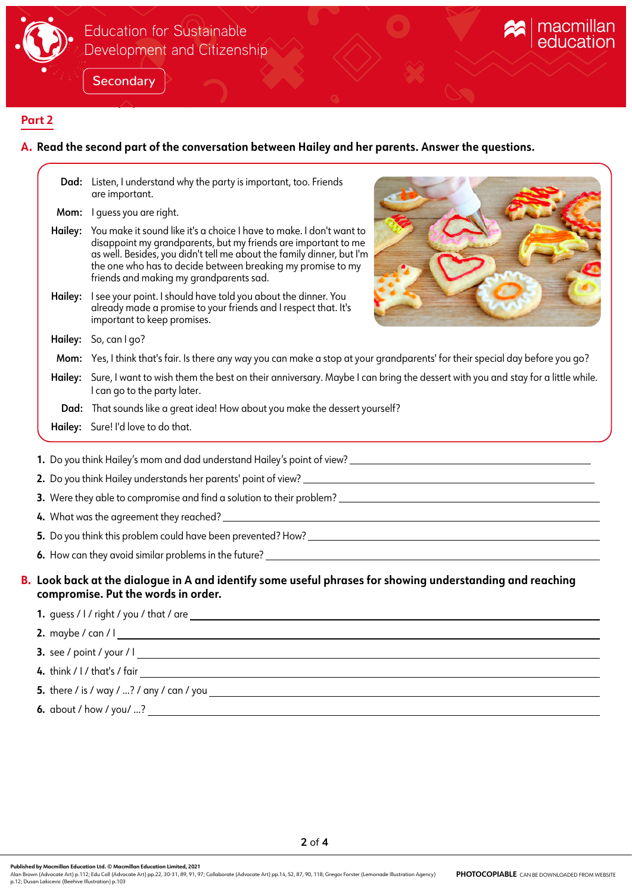## Part 2

**A. Read the second part of the conversation between Hailey and her parents. Answer the questions.**

**Dad:** Listen, I understand why the party is important, too. Friends are important.

**Mom:** I guess you are right.

**Hailey:** You make it sound like it's a choice I have to make. I don't want to disappoint my grandparents, but my friends are important to me as well. Besides, you didn't tell me about the family dinner, but I'm the one who has to decide between breaking my promise to my friends and making my grandparents sad.

**Hailey:** I see your point. I should have told you about the dinner. You already made a promise to your friends and I respect that. It's important to keep promises.

**Hailey:** So, can I go?

**Mom:** Yes, I think that's fair. Is there any way you can make a stop at your grandparents' for their special day before you go?

**Hailey:** Sure, I want to wish them the best on their anniversary. Maybe I can bring the dessert with you and stay for a little while. I can go to the party later.

**Dad:** That sounds like a great idea! How about you make the dessert yourself?

**Hailey:** Sure! I'd love to do that.

1. Do you think Hailey's mom and dad understand Hailey's point of view? ____________________
2. Do you think Hailey understands her parents' point of view? ____________________
3. Were they able to compromise and find a solution to their problem? ____________________
4. What was the agreement they reached? ____________________
5. Do you think this problem could have been prevented? How? ____________________
6. How can they avoid similar problems in the future? ____________________

**B. Look back at the dialogue in A and identify some useful phrases for showing understanding and reaching compromise. Put the words in order.**

1. guess / I / right / you / that / are ____________________
2. maybe / can / I ____________________
3. see / point / your / I ____________________
4. think / I / that's / fair ____________________
5. there / is / way / ...? / any / can / you ____________________
6. about / how / you/ ...? ____________________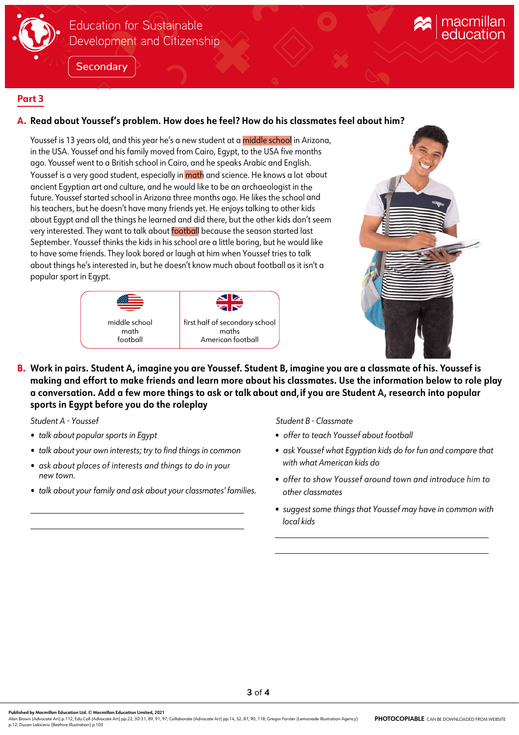## Part 3

**A. Read about Youssef's problem. How does he feel? How do his classmates feel about him?**

Youssef is 13 years old, and this year he's a new student at a middle school in Arizona, in the USA. Youssef and his family moved from Cairo, Egypt, to the USA five months ago. Youssef went to a British school in Cairo, and he speaks Arabic and English. Youssef is a very good student, especially in math and science. He knows a lot about ancient Egyptian art and culture, and he would like to be an archaeologist in the future. Youssef started school in Arizona three months ago. He likes the school and his teachers, but he doesn't have many friends yet. He enjoys talking to other kids about Egypt and all the things he learned and did there, but the other kids don't seem very interested. They want to talk about football because the season started last September. Youssef thinks the kids in his school are a little boring, but he would like to have some friends. They look bored or laugh at him when Youssef tries to talk about things he's interested in, but he doesn't know much about football as it isn't a popular sport in Egypt.

| USA | UK |
|---|---|
| middle school | first half of secondary school |
| math | maths |
| football | American football |

**B. Work in pairs. Student A, imagine you are Youssef. Student B, imagine you are a classmate of his. Youssef is making and effort to make friends and learn more about his classmates. Use the information below to role play a conversation. Add a few more things to ask or talk about and, if you are Student A, research into popular sports in Egypt before you do the roleplay**

*Student A - Youssef*

- *talk about popular sports in Egypt*
- *talk about your own interests; try to find things in common*
- *ask about places of interests and things to do in your new town.*
- *talk about your family and ask about your classmates' families.*

______________________________

______________________________

*Student B - Classmate*

- *offer to teach Youssef about football*
- *ask Youssef what Egyptian kids do for fun and compare that with what American kids do*
- *offer to show Youssef around town and introduce him to other classmates*
- *suggest some things that Youssef may have in common with local kids*

______________________________

______________________________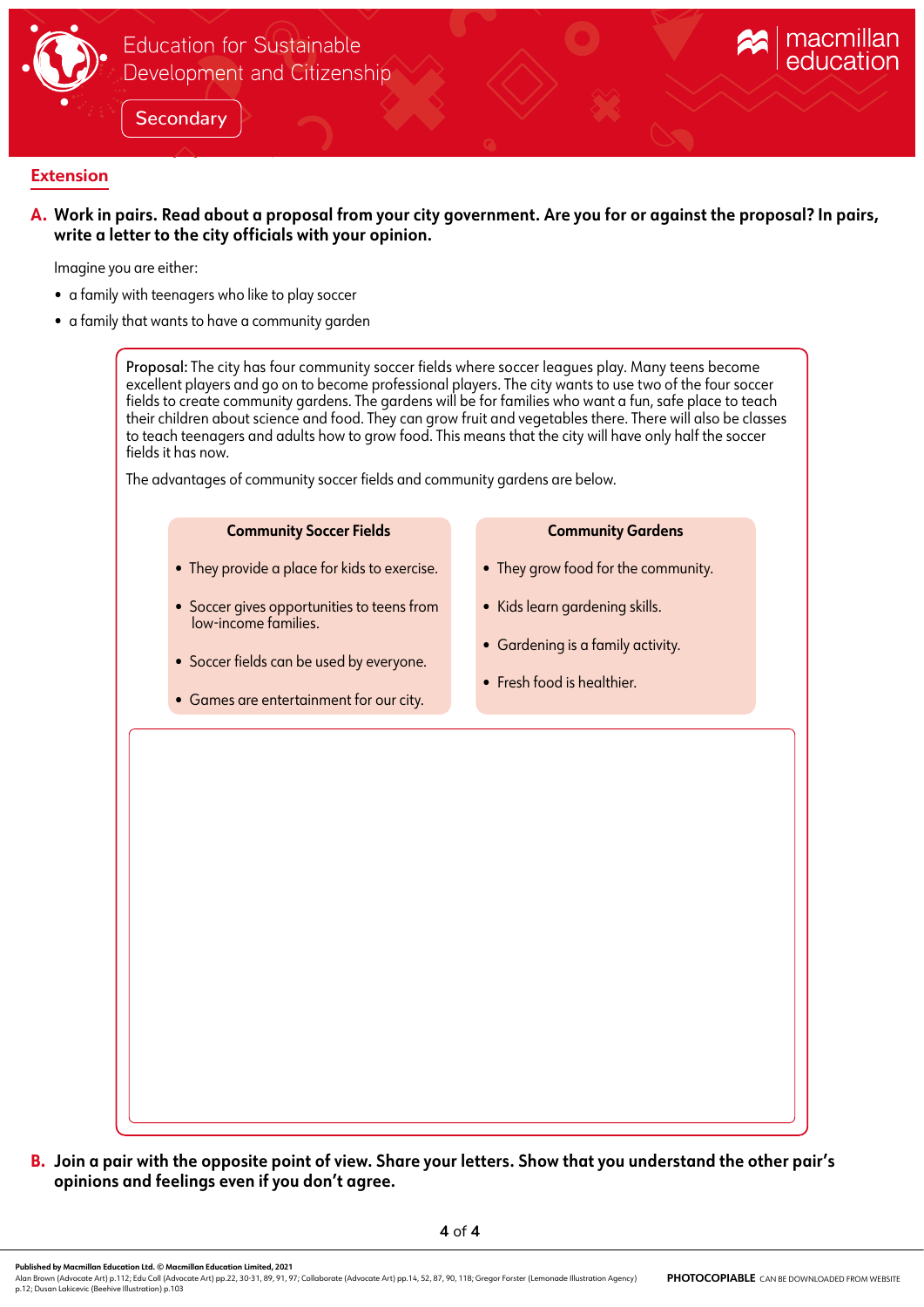## Extension

**A. Work in pairs. Read about a proposal from your city government. Are you for or against the proposal? In pairs, write a letter to the city officials with your opinion.**

Imagine you are either:

- a family with teenagers who like to play soccer
- a family that wants to have a community garden

**Proposal:** The city has four community soccer fields where soccer leagues play. Many teens become excellent players and go on to become professional players. The city wants to use two of the four soccer fields to create community gardens. The gardens will be for families who want a fun, safe place to teach their children about science and food. They can grow fruit and vegetables there. There will also be classes to teach teenagers and adults how to grow food. This means that the city will have only half the soccer fields it has now.

The advantages of community soccer fields and community gardens are below.

**Community Soccer Fields**

- They provide a place for kids to exercise.
- Soccer gives opportunities to teens from low-income families.
- Soccer fields can be used by everyone.
- Games are entertainment for our city.

**Community Gardens**

- They grow food for the community.
- Kids learn gardening skills.
- Gardening is a family activity.
- Fresh food is healthier.

**B. Join a pair with the opposite point of view. Share your letters. Show that you understand the other pair's opinions and feelings even if you don't agree.**

**Published by Macmillan Education Ltd. © Macmillan Education Limited, 2021**
Alan Brown (Advocate Art) p.112; Edu Coll (Advocate Art) pp.22, 30-31, 89, 91, 97; Collaborate (Advocate Art) pp.14, 52, 87, 90, 118; Gregor Forster (Lemonade Illustration Agency) p.12; Dusan Lakicevic (Beehive Illustration) p.103

**PHOTOCOPIABLE** CAN BE DOWNLOADED FROM WEBSITE